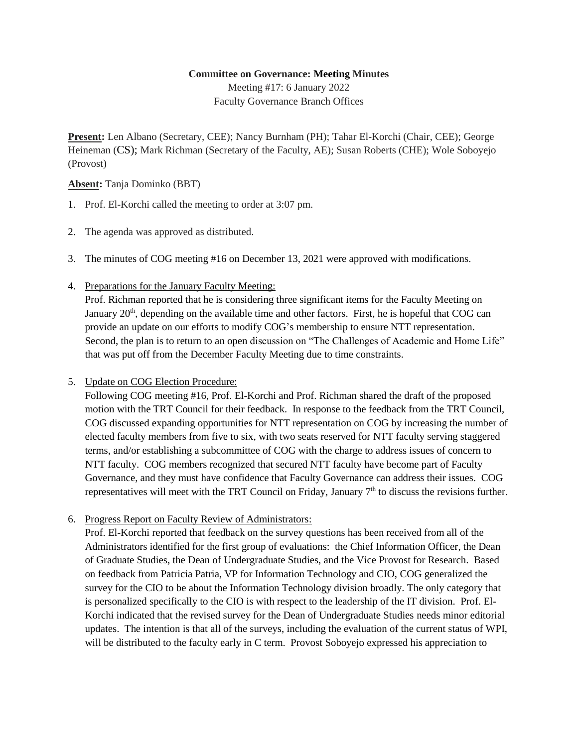**Committee on Governance: Meeting Minutes**

Meeting #17: 6 January 2022

Faculty Governance Branch Offices

**Present:** Len Albano (Secretary, CEE); Nancy Burnham (PH); Tahar El-Korchi (Chair, CEE); George Heineman (CS); Mark Richman (Secretary of the Faculty, AE); Susan Roberts (CHE); Wole Soboyejo (Provost)

**Absent:** Tanja Dominko (BBT)

1. Prof. El-Korchi called the meeting to order at 3:07 pm.

2. The agenda was approved as distributed.

3. The minutes of COG meeting #16 on December 13, 2021 were approved with modifications.

4. Preparations for the January Faculty Meeting:
   Prof. Richman reported that he is considering three significant items for the Faculty Meeting on January 20th, depending on the available time and other factors. First, he is hopeful that COG can provide an update on our efforts to modify COG's membership to ensure NTT representation. Second, the plan is to return to an open discussion on "The Challenges of Academic and Home Life" that was put off from the December Faculty Meeting due to time constraints.

5. Update on COG Election Procedure:
   Following COG meeting #16, Prof. El-Korchi and Prof. Richman shared the draft of the proposed motion with the TRT Council for their feedback. In response to the feedback from the TRT Council, COG discussed expanding opportunities for NTT representation on COG by increasing the number of elected faculty members from five to six, with two seats reserved for NTT faculty serving staggered terms, and/or establishing a subcommittee of COG with the charge to address issues of concern to NTT faculty. COG members recognized that secured NTT faculty have become part of Faculty Governance, and they must have confidence that Faculty Governance can address their issues. COG representatives will meet with the TRT Council on Friday, January 7th to discuss the revisions further.

6. Progress Report on Faculty Review of Administrators:
   Prof. El-Korchi reported that feedback on the survey questions has been received from all of the Administrators identified for the first group of evaluations: the Chief Information Officer, the Dean of Graduate Studies, the Dean of Undergraduate Studies, and the Vice Provost for Research. Based on feedback from Patricia Patria, VP for Information Technology and CIO, COG generalized the survey for the CIO to be about the Information Technology division broadly. The only category that is personalized specifically to the CIO is with respect to the leadership of the IT division. Prof. El-Korchi indicated that the revised survey for the Dean of Undergraduate Studies needs minor editorial updates. The intention is that all of the surveys, including the evaluation of the current status of WPI, will be distributed to the faculty early in C term. Provost Soboyejo expressed his appreciation to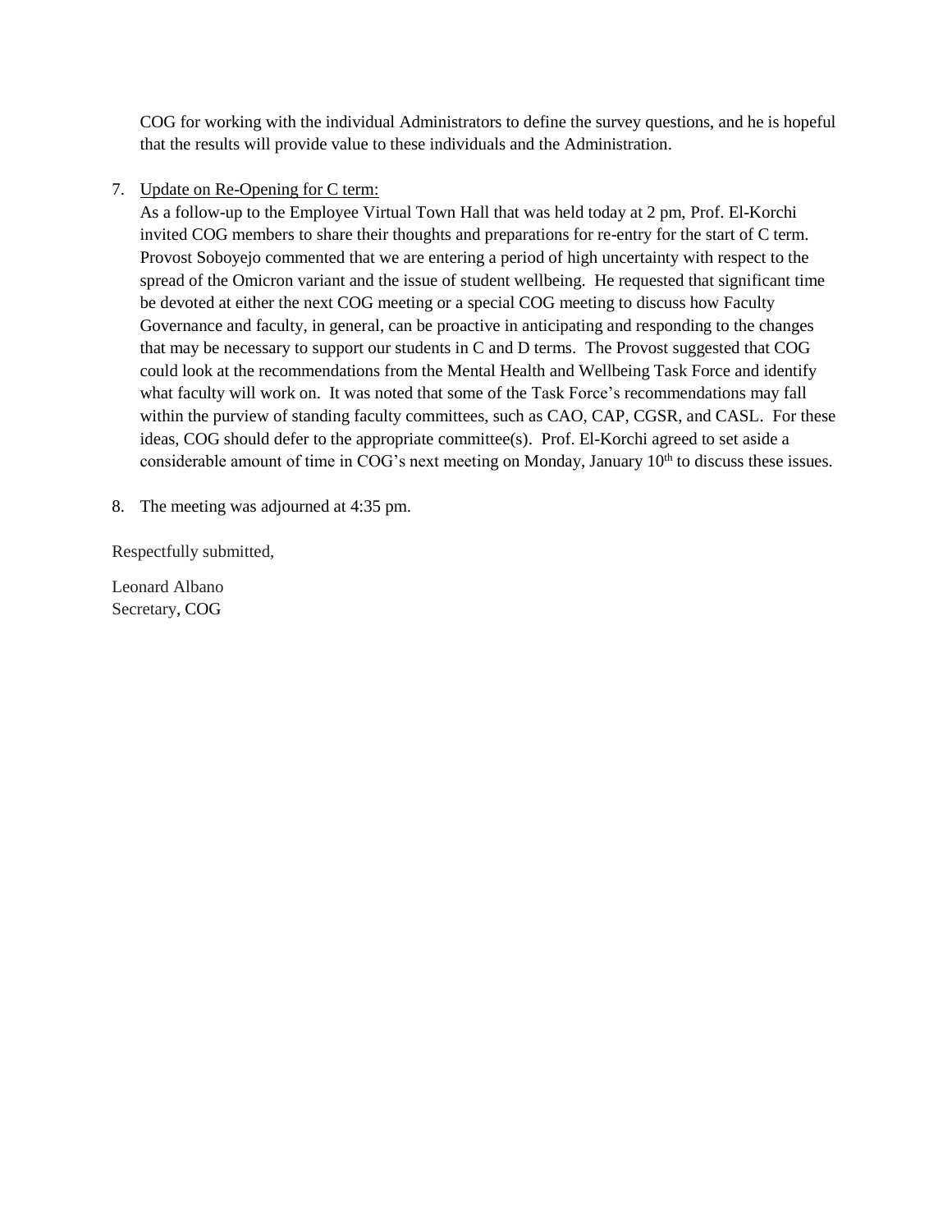COG for working with the individual Administrators to define the survey questions, and he is hopeful that the results will provide value to these individuals and the Administration.

7. Update on Re-Opening for C term:
   As a follow-up to the Employee Virtual Town Hall that was held today at 2 pm, Prof. El-Korchi invited COG members to share their thoughts and preparations for re-entry for the start of C term. Provost Soboyejo commented that we are entering a period of high uncertainty with respect to the spread of the Omicron variant and the issue of student wellbeing. He requested that significant time be devoted at either the next COG meeting or a special COG meeting to discuss how Faculty Governance and faculty, in general, can be proactive in anticipating and responding to the changes that may be necessary to support our students in C and D terms. The Provost suggested that COG could look at the recommendations from the Mental Health and Wellbeing Task Force and identify what faculty will work on. It was noted that some of the Task Force's recommendations may fall within the purview of standing faculty committees, such as CAO, CAP, CGSR, and CASL. For these ideas, COG should defer to the appropriate committee(s). Prof. El-Korchi agreed to set aside a considerable amount of time in COG's next meeting on Monday, January 10th to discuss these issues.

8. The meeting was adjourned at 4:35 pm.

Respectfully submitted,

Leonard Albano
Secretary, COG